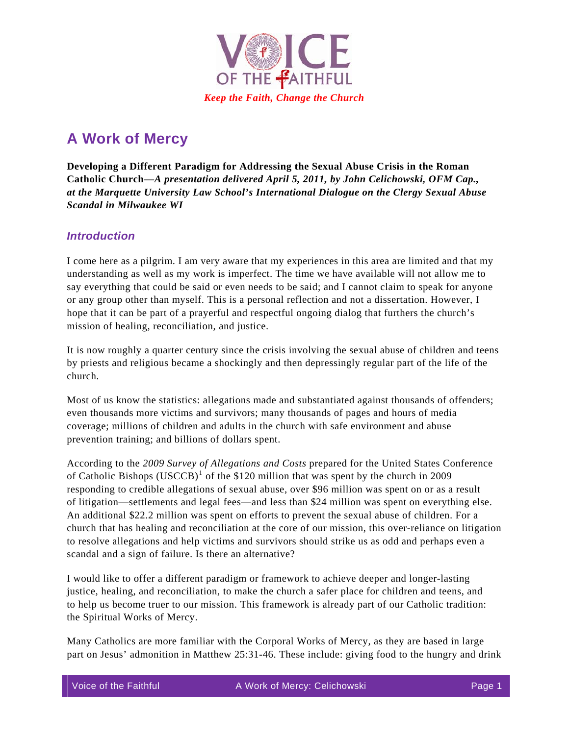# VOICE OF THE FAITHFUL

*Keep the Faith, Change the Church*

# A Work of Mercy

**Developing a Different Paradigm for Addressing the Sexual Abuse Crisis in the Roman Catholic Church—*A presentation delivered April 5, 2011, by John Celichowski, OFM Cap., at the Marquette University Law School's International Dialogue on the Clergy Sexual Abuse Scandal in Milwaukee WI***

## *Introduction*

I come here as a pilgrim. I am very aware that my experiences in this area are limited and that my understanding as well as my work is imperfect. The time we have available will not allow me to say everything that could be said or even needs to be said; and I cannot claim to speak for anyone or any group other than myself. This is a personal reflection and not a dissertation. However, I hope that it can be part of a prayerful and respectful ongoing dialog that furthers the church's mission of healing, reconciliation, and justice.

It is now roughly a quarter century since the crisis involving the sexual abuse of children and teens by priests and religious became a shockingly and then depressingly regular part of the life of the church.

Most of us know the statistics: allegations made and substantiated against thousands of offenders; even thousands more victims and survivors; many thousands of pages and hours of media coverage; millions of children and adults in the church with safe environment and abuse prevention training; and billions of dollars spent.

According to the *2009 Survey of Allegations and Costs* prepared for the United States Conference of Catholic Bishops (USCCB)[1] of the $120 million that was spent by the church in 2009 responding to credible allegations of sexual abuse, over $96 million was spent on or as a result of litigation—settlements and legal fees—and less than $24 million was spent on everything else. An additional $22.2 million was spent on efforts to prevent the sexual abuse of children. For a church that has healing and reconciliation at the core of our mission, this over-reliance on litigation to resolve allegations and help victims and survivors should strike us as odd and perhaps even a scandal and a sign of failure. Is there an alternative?

I would like to offer a different paradigm or framework to achieve deeper and longer-lasting justice, healing, and reconciliation, to make the church a safer place for children and teens, and to help us become truer to our mission. This framework is already part of our Catholic tradition: the Spiritual Works of Mercy.

Many Catholics are more familiar with the Corporal Works of Mercy, as they are based in large part on Jesus' admonition in Matthew 25:31-46. These include: giving food to the hungry and drink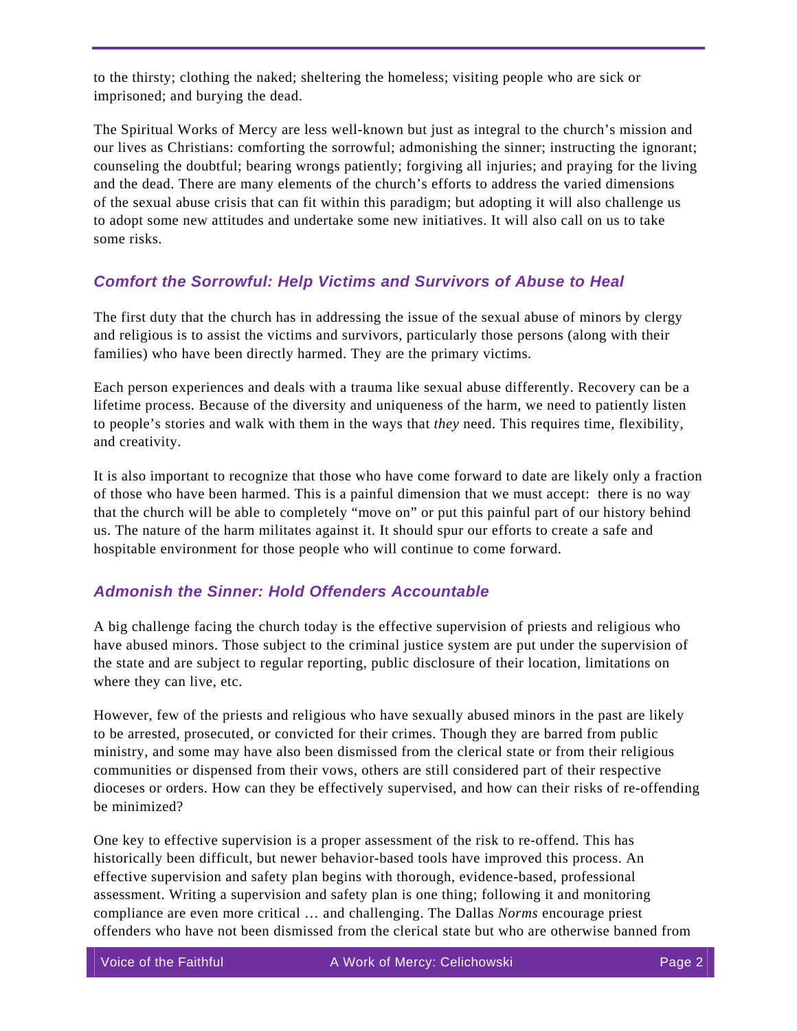to the thirsty; clothing the naked; sheltering the homeless; visiting people who are sick or imprisoned; and burying the dead.

The Spiritual Works of Mercy are less well-known but just as integral to the church's mission and our lives as Christians: comforting the sorrowful; admonishing the sinner; instructing the ignorant; counseling the doubtful; bearing wrongs patiently; forgiving all injuries; and praying for the living and the dead. There are many elements of the church's efforts to address the varied dimensions of the sexual abuse crisis that can fit within this paradigm; but adopting it will also challenge us to adopt some new attitudes and undertake some new initiatives. It will also call on us to take some risks.

### *Comfort the Sorrowful: Help Victims and Survivors of Abuse to Heal*

The first duty that the church has in addressing the issue of the sexual abuse of minors by clergy and religious is to assist the victims and survivors, particularly those persons (along with their families) who have been directly harmed. They are the primary victims.

Each person experiences and deals with a trauma like sexual abuse differently. Recovery can be a lifetime process. Because of the diversity and uniqueness of the harm, we need to patiently listen to people's stories and walk with them in the ways that *they* need. This requires time, flexibility, and creativity.

It is also important to recognize that those who have come forward to date are likely only a fraction of those who have been harmed. This is a painful dimension that we must accept: there is no way that the church will be able to completely "move on" or put this painful part of our history behind us. The nature of the harm militates against it. It should spur our efforts to create a safe and hospitable environment for those people who will continue to come forward.

### *Admonish the Sinner: Hold Offenders Accountable*

A big challenge facing the church today is the effective supervision of priests and religious who have abused minors. Those subject to the criminal justice system are put under the supervision of the state and are subject to regular reporting, public disclosure of their location, limitations on where they can live, etc.

However, few of the priests and religious who have sexually abused minors in the past are likely to be arrested, prosecuted, or convicted for their crimes. Though they are barred from public ministry, and some may have also been dismissed from the clerical state or from their religious communities or dispensed from their vows, others are still considered part of their respective dioceses or orders. How can they be effectively supervised, and how can their risks of re-offending be minimized?

One key to effective supervision is a proper assessment of the risk to re-offend. This has historically been difficult, but newer behavior-based tools have improved this process. An effective supervision and safety plan begins with thorough, evidence-based, professional assessment. Writing a supervision and safety plan is one thing; following it and monitoring compliance are even more critical … and challenging. The Dallas *Norms* encourage priest offenders who have not been dismissed from the clerical state but who are otherwise banned from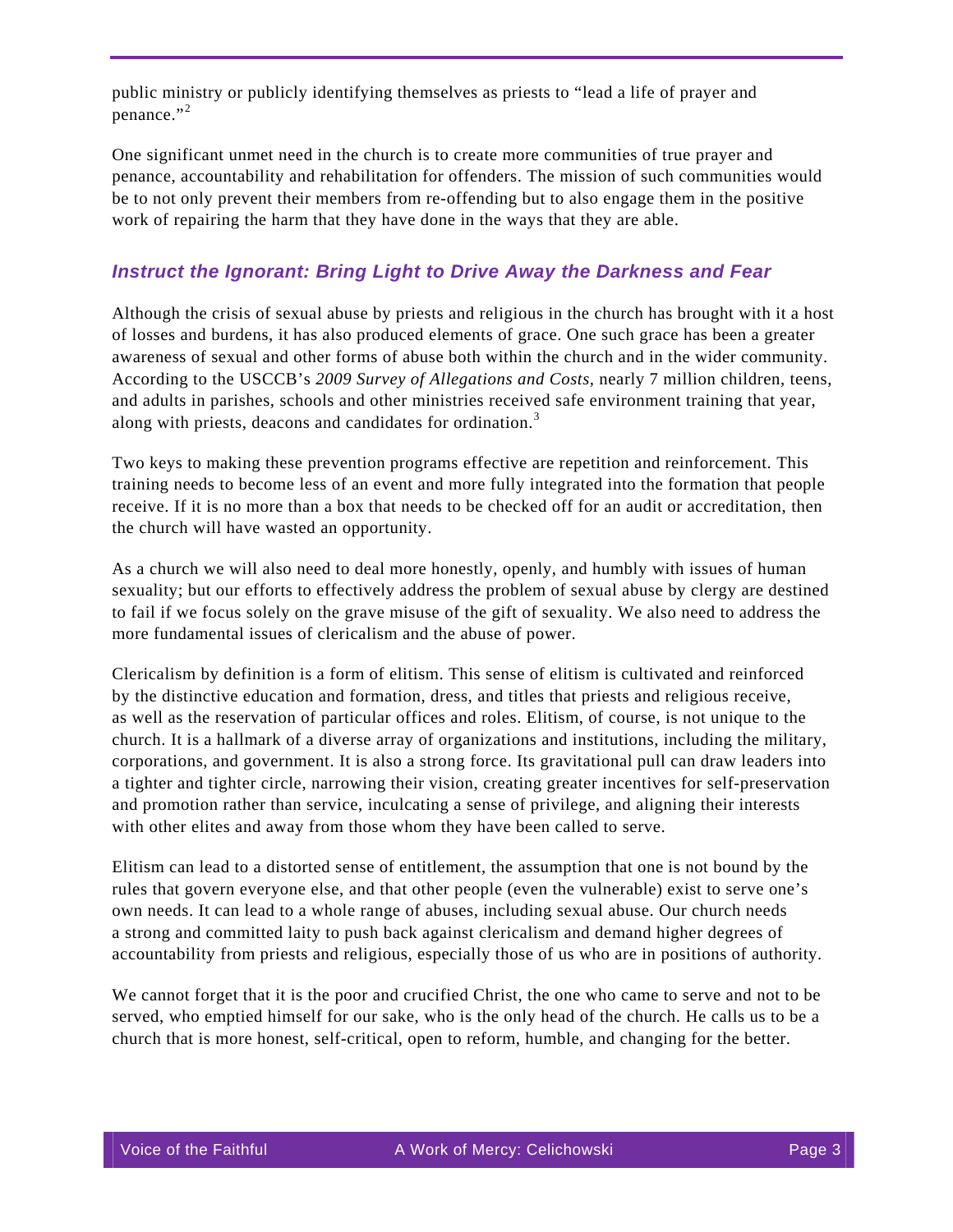public ministry or publicly identifying themselves as priests to "lead a life of prayer and penance."[2]

One significant unmet need in the church is to create more communities of true prayer and penance, accountability and rehabilitation for offenders. The mission of such communities would be to not only prevent their members from re-offending but to also engage them in the positive work of repairing the harm that they have done in the ways that they are able.

### *Instruct the Ignorant: Bring Light to Drive Away the Darkness and Fear*

Although the crisis of sexual abuse by priests and religious in the church has brought with it a host of losses and burdens, it has also produced elements of grace. One such grace has been a greater awareness of sexual and other forms of abuse both within the church and in the wider community. According to the USCCB's *2009 Survey of Allegations and Costs*, nearly 7 million children, teens, and adults in parishes, schools and other ministries received safe environment training that year, along with priests, deacons and candidates for ordination.[3]

Two keys to making these prevention programs effective are repetition and reinforcement. This training needs to become less of an event and more fully integrated into the formation that people receive. If it is no more than a box that needs to be checked off for an audit or accreditation, then the church will have wasted an opportunity.

As a church we will also need to deal more honestly, openly, and humbly with issues of human sexuality; but our efforts to effectively address the problem of sexual abuse by clergy are destined to fail if we focus solely on the grave misuse of the gift of sexuality. We also need to address the more fundamental issues of clericalism and the abuse of power.

Clericalism by definition is a form of elitism. This sense of elitism is cultivated and reinforced by the distinctive education and formation, dress, and titles that priests and religious receive, as well as the reservation of particular offices and roles. Elitism, of course, is not unique to the church. It is a hallmark of a diverse array of organizations and institutions, including the military, corporations, and government. It is also a strong force. Its gravitational pull can draw leaders into a tighter and tighter circle, narrowing their vision, creating greater incentives for self-preservation and promotion rather than service, inculcating a sense of privilege, and aligning their interests with other elites and away from those whom they have been called to serve.

Elitism can lead to a distorted sense of entitlement, the assumption that one is not bound by the rules that govern everyone else, and that other people (even the vulnerable) exist to serve one's own needs. It can lead to a whole range of abuses, including sexual abuse. Our church needs a strong and committed laity to push back against clericalism and demand higher degrees of accountability from priests and religious, especially those of us who are in positions of authority.

We cannot forget that it is the poor and crucified Christ, the one who came to serve and not to be served, who emptied himself for our sake, who is the only head of the church. He calls us to be a church that is more honest, self-critical, open to reform, humble, and changing for the better.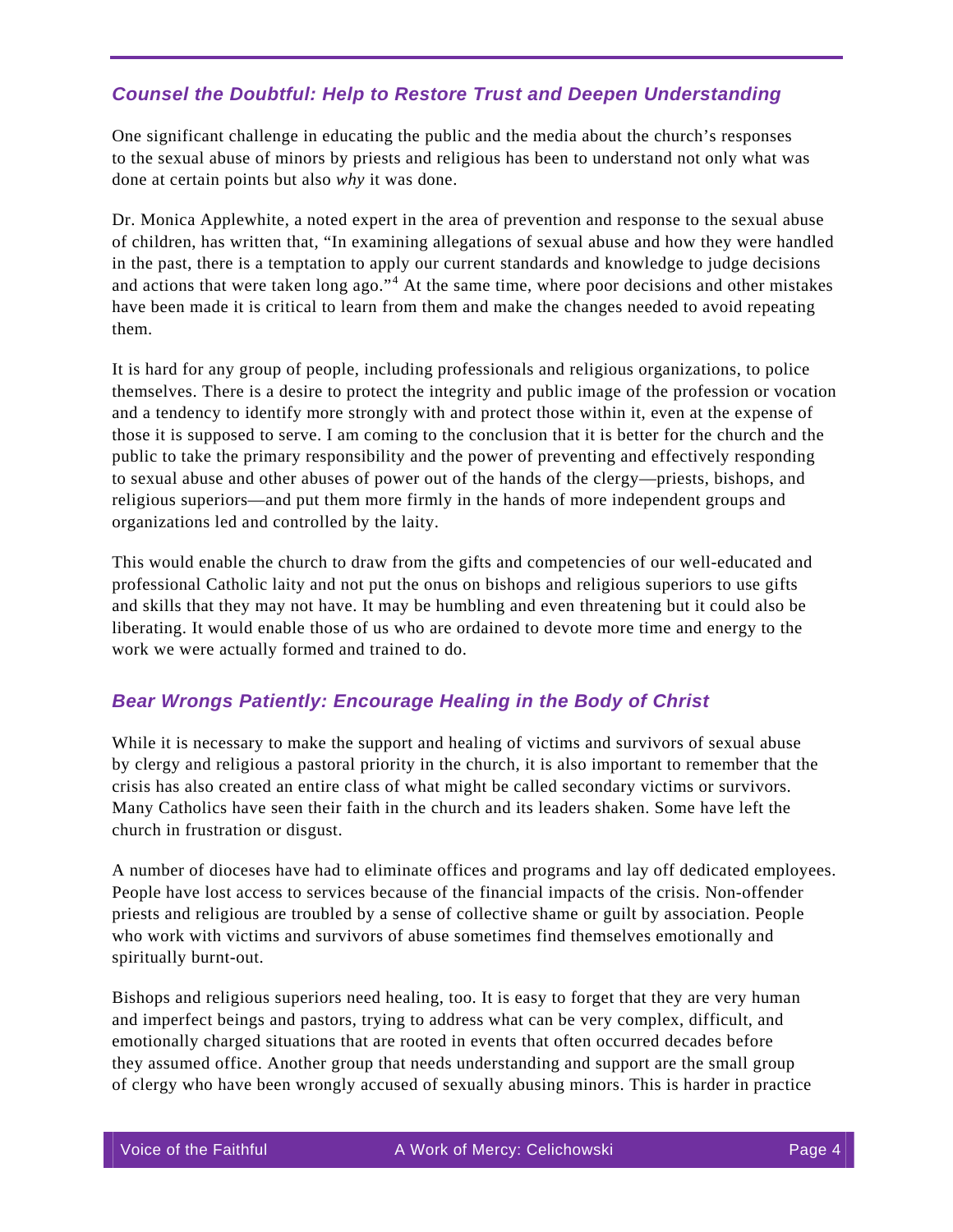## *Counsel the Doubtful: Help to Restore Trust and Deepen Understanding*

One significant challenge in educating the public and the media about the church's responses to the sexual abuse of minors by priests and religious has been to understand not only what was done at certain points but also *why* it was done.

Dr. Monica Applewhite, a noted expert in the area of prevention and response to the sexual abuse of children, has written that, "In examining allegations of sexual abuse and how they were handled in the past, there is a temptation to apply our current standards and knowledge to judge decisions and actions that were taken long ago."[4] At the same time, where poor decisions and other mistakes have been made it is critical to learn from them and make the changes needed to avoid repeating them.

It is hard for any group of people, including professionals and religious organizations, to police themselves. There is a desire to protect the integrity and public image of the profession or vocation and a tendency to identify more strongly with and protect those within it, even at the expense of those it is supposed to serve. I am coming to the conclusion that it is better for the church and the public to take the primary responsibility and the power of preventing and effectively responding to sexual abuse and other abuses of power out of the hands of the clergy—priests, bishops, and religious superiors—and put them more firmly in the hands of more independent groups and organizations led and controlled by the laity.

This would enable the church to draw from the gifts and competencies of our well-educated and professional Catholic laity and not put the onus on bishops and religious superiors to use gifts and skills that they may not have. It may be humbling and even threatening but it could also be liberating. It would enable those of us who are ordained to devote more time and energy to the work we were actually formed and trained to do.

## *Bear Wrongs Patiently: Encourage Healing in the Body of Christ*

While it is necessary to make the support and healing of victims and survivors of sexual abuse by clergy and religious a pastoral priority in the church, it is also important to remember that the crisis has also created an entire class of what might be called secondary victims or survivors. Many Catholics have seen their faith in the church and its leaders shaken. Some have left the church in frustration or disgust.

A number of dioceses have had to eliminate offices and programs and lay off dedicated employees. People have lost access to services because of the financial impacts of the crisis. Non-offender priests and religious are troubled by a sense of collective shame or guilt by association. People who work with victims and survivors of abuse sometimes find themselves emotionally and spiritually burnt-out.

Bishops and religious superiors need healing, too. It is easy to forget that they are very human and imperfect beings and pastors, trying to address what can be very complex, difficult, and emotionally charged situations that are rooted in events that often occurred decades before they assumed office. Another group that needs understanding and support are the small group of clergy who have been wrongly accused of sexually abusing minors. This is harder in practice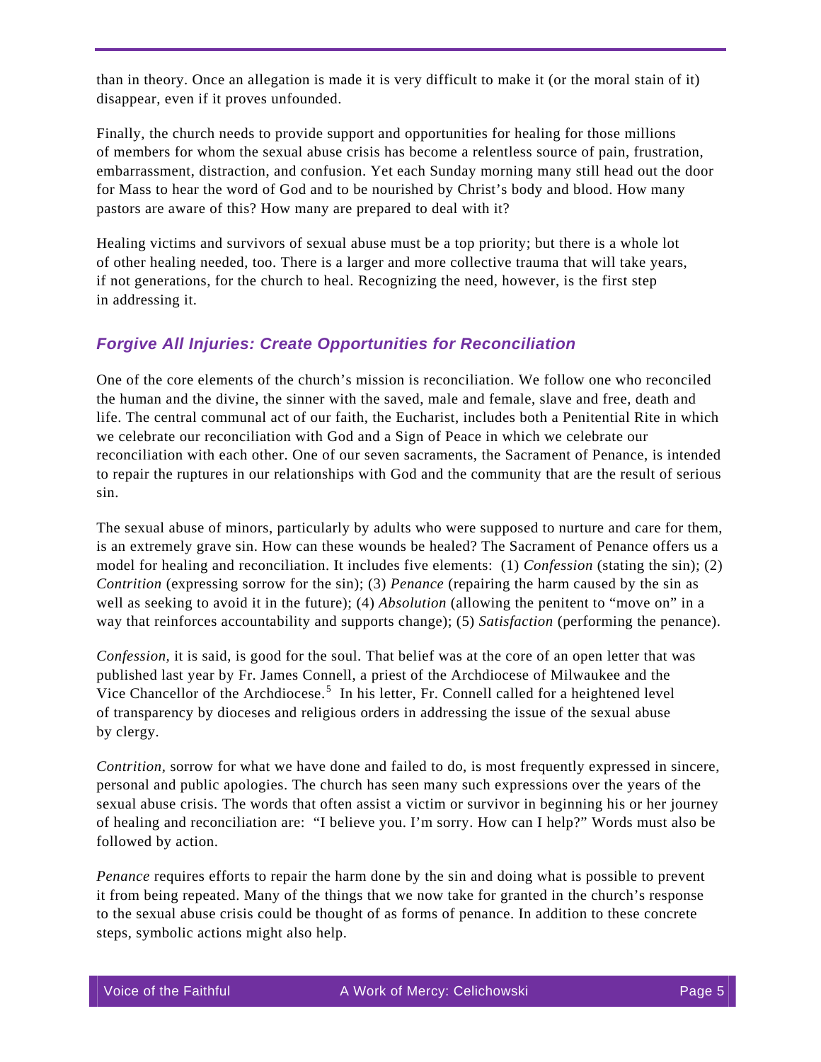than in theory. Once an allegation is made it is very difficult to make it (or the moral stain of it) disappear, even if it proves unfounded.

Finally, the church needs to provide support and opportunities for healing for those millions of members for whom the sexual abuse crisis has become a relentless source of pain, frustration, embarrassment, distraction, and confusion. Yet each Sunday morning many still head out the door for Mass to hear the word of God and to be nourished by Christ's body and blood. How many pastors are aware of this? How many are prepared to deal with it?

Healing victims and survivors of sexual abuse must be a top priority; but there is a whole lot of other healing needed, too. There is a larger and more collective trauma that will take years, if not generations, for the church to heal. Recognizing the need, however, is the first step in addressing it.

### *Forgive All Injuries: Create Opportunities for Reconciliation*

One of the core elements of the church's mission is reconciliation. We follow one who reconciled the human and the divine, the sinner with the saved, male and female, slave and free, death and life. The central communal act of our faith, the Eucharist, includes both a Penitential Rite in which we celebrate our reconciliation with God and a Sign of Peace in which we celebrate our reconciliation with each other. One of our seven sacraments, the Sacrament of Penance, is intended to repair the ruptures in our relationships with God and the community that are the result of serious sin.

The sexual abuse of minors, particularly by adults who were supposed to nurture and care for them, is an extremely grave sin. How can these wounds be healed? The Sacrament of Penance offers us a model for healing and reconciliation. It includes five elements: (1) *Confession* (stating the sin); (2) *Contrition* (expressing sorrow for the sin); (3) *Penance* (repairing the harm caused by the sin as well as seeking to avoid it in the future); (4) *Absolution* (allowing the penitent to "move on" in a way that reinforces accountability and supports change); (5) *Satisfaction* (performing the penance).

*Confession*, it is said, is good for the soul. That belief was at the core of an open letter that was published last year by Fr. James Connell, a priest of the Archdiocese of Milwaukee and the Vice Chancellor of the Archdiocese.[5] In his letter, Fr. Connell called for a heightened level of transparency by dioceses and religious orders in addressing the issue of the sexual abuse by clergy.

*Contrition,* sorrow for what we have done and failed to do, is most frequently expressed in sincere, personal and public apologies. The church has seen many such expressions over the years of the sexual abuse crisis. The words that often assist a victim or survivor in beginning his or her journey of healing and reconciliation are: "I believe you. I'm sorry. How can I help?" Words must also be followed by action.

*Penance* requires efforts to repair the harm done by the sin and doing what is possible to prevent it from being repeated. Many of the things that we now take for granted in the church's response to the sexual abuse crisis could be thought of as forms of penance. In addition to these concrete steps, symbolic actions might also help.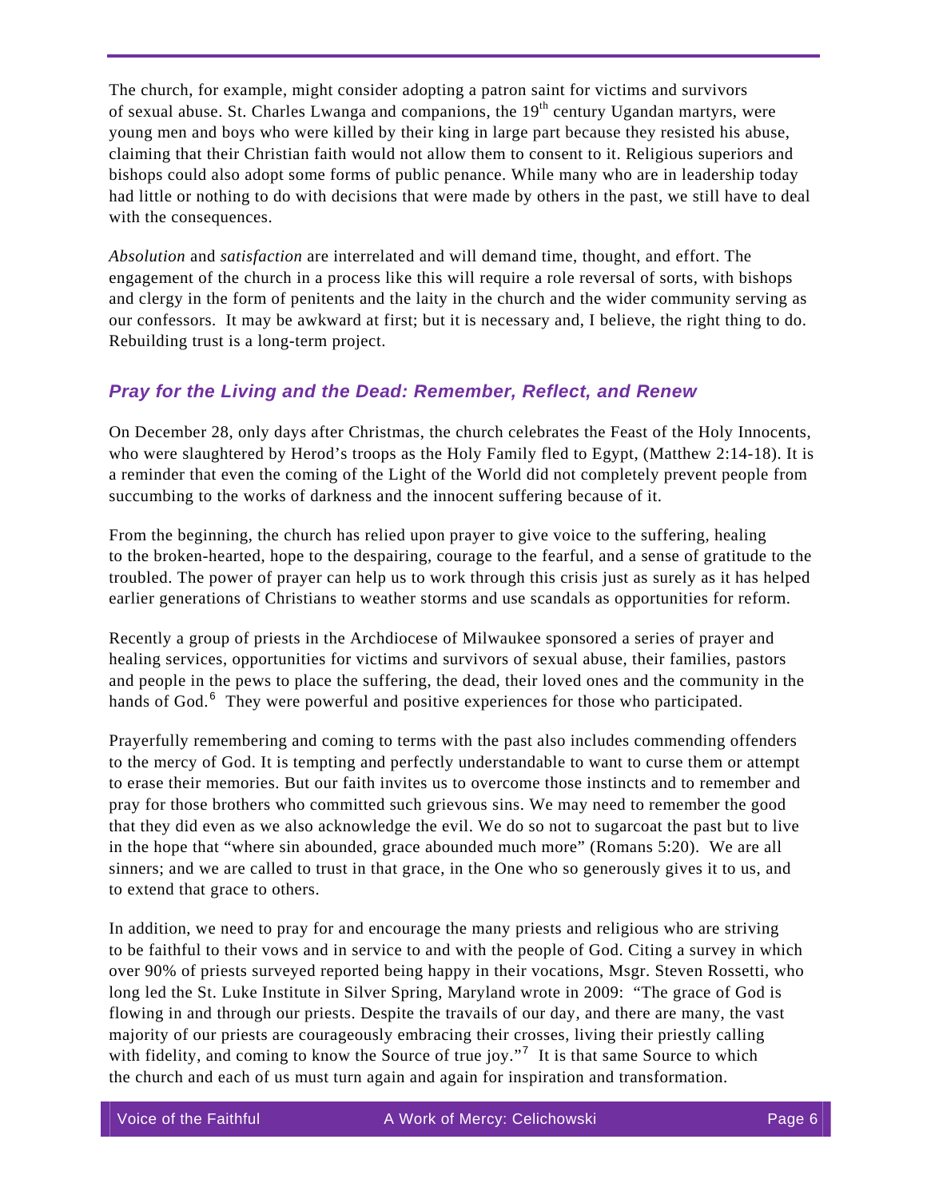The church, for example, might consider adopting a patron saint for victims and survivors of sexual abuse. St. Charles Lwanga and companions, the 19th century Ugandan martyrs, were young men and boys who were killed by their king in large part because they resisted his abuse, claiming that their Christian faith would not allow them to consent to it. Religious superiors and bishops could also adopt some forms of public penance. While many who are in leadership today had little or nothing to do with decisions that were made by others in the past, we still have to deal with the consequences.

*Absolution* and *satisfaction* are interrelated and will demand time, thought, and effort. The engagement of the church in a process like this will require a role reversal of sorts, with bishops and clergy in the form of penitents and the laity in the church and the wider community serving as our confessors. It may be awkward at first; but it is necessary and, I believe, the right thing to do. Rebuilding trust is a long-term project.

## Pray for the Living and the Dead: Remember, Reflect, and Renew

On December 28, only days after Christmas, the church celebrates the Feast of the Holy Innocents, who were slaughtered by Herod's troops as the Holy Family fled to Egypt, (Matthew 2:14-18). It is a reminder that even the coming of the Light of the World did not completely prevent people from succumbing to the works of darkness and the innocent suffering because of it.

From the beginning, the church has relied upon prayer to give voice to the suffering, healing to the broken-hearted, hope to the despairing, courage to the fearful, and a sense of gratitude to the troubled. The power of prayer can help us to work through this crisis just as surely as it has helped earlier generations of Christians to weather storms and use scandals as opportunities for reform.

Recently a group of priests in the Archdiocese of Milwaukee sponsored a series of prayer and healing services, opportunities for victims and survivors of sexual abuse, their families, pastors and people in the pews to place the suffering, the dead, their loved ones and the community in the hands of God.[6] They were powerful and positive experiences for those who participated.

Prayerfully remembering and coming to terms with the past also includes commending offenders to the mercy of God. It is tempting and perfectly understandable to want to curse them or attempt to erase their memories. But our faith invites us to overcome those instincts and to remember and pray for those brothers who committed such grievous sins. We may need to remember the good that they did even as we also acknowledge the evil. We do so not to sugarcoat the past but to live in the hope that "where sin abounded, grace abounded much more" (Romans 5:20). We are all sinners; and we are called to trust in that grace, in the One who so generously gives it to us, and to extend that grace to others.

In addition, we need to pray for and encourage the many priests and religious who are striving to be faithful to their vows and in service to and with the people of God. Citing a survey in which over 90% of priests surveyed reported being happy in their vocations, Msgr. Steven Rossetti, who long led the St. Luke Institute in Silver Spring, Maryland wrote in 2009: "The grace of God is flowing in and through our priests. Despite the travails of our day, and there are many, the vast majority of our priests are courageously embracing their crosses, living their priestly calling with fidelity, and coming to know the Source of true joy."[7] It is that same Source to which the church and each of us must turn again and again for inspiration and transformation.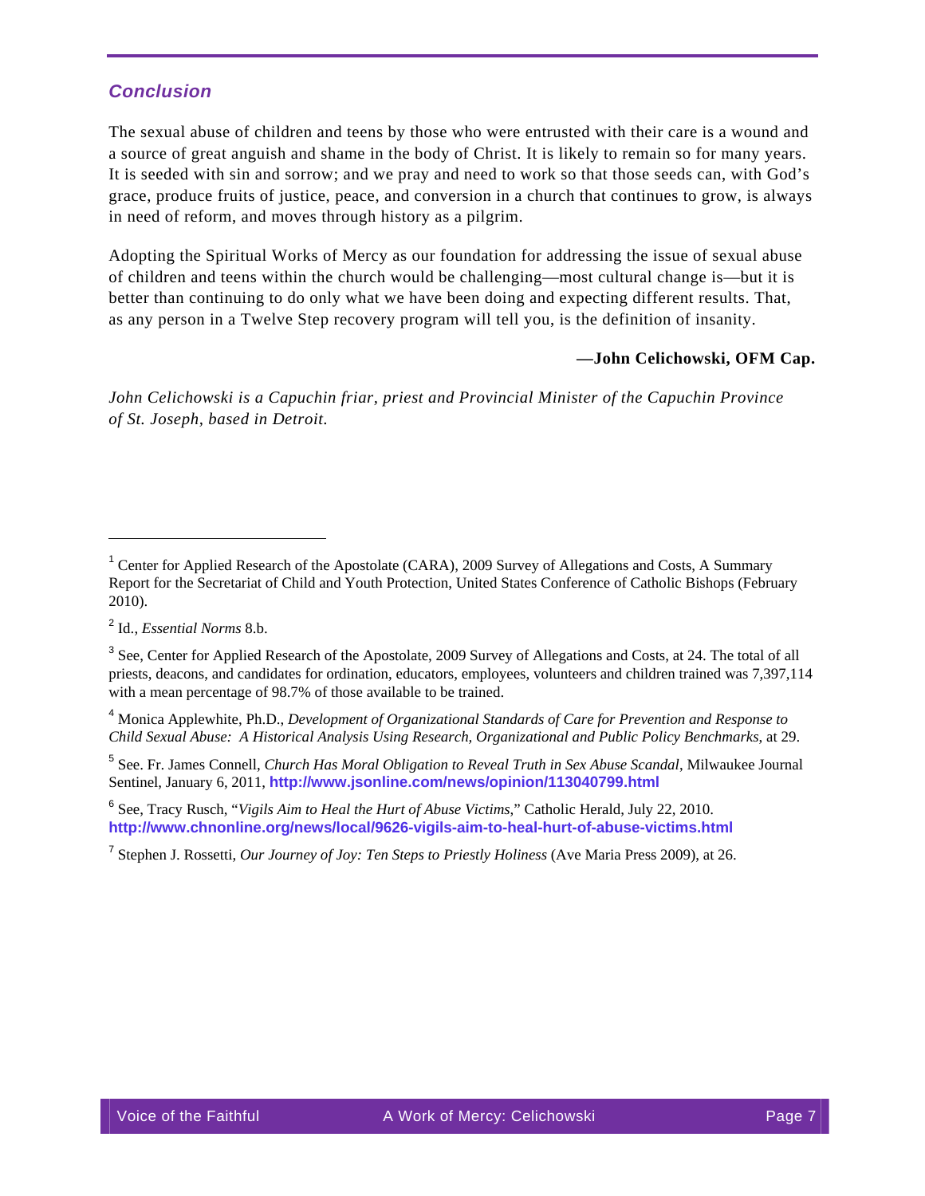## *Conclusion*

The sexual abuse of children and teens by those who were entrusted with their care is a wound and a source of great anguish and shame in the body of Christ. It is likely to remain so for many years. It is seeded with sin and sorrow; and we pray and need to work so that those seeds can, with God's grace, produce fruits of justice, peace, and conversion in a church that continues to grow, is always in need of reform, and moves through history as a pilgrim.

Adopting the Spiritual Works of Mercy as our foundation for addressing the issue of sexual abuse of children and teens within the church would be challenging—most cultural change is—but it is better than continuing to do only what we have been doing and expecting different results. That, as any person in a Twelve Step recovery program will tell you, is the definition of insanity.

**—John Celichowski, OFM Cap.**

*John Celichowski is a Capuchin friar, priest and Provincial Minister of the Capuchin Province of St. Joseph, based in Detroit.*

---

[1] Center for Applied Research of the Apostolate (CARA), 2009 Survey of Allegations and Costs, A Summary Report for the Secretariat of Child and Youth Protection, United States Conference of Catholic Bishops (February 2010).

[2] Id., *Essential Norms* 8.b.

[3] See, Center for Applied Research of the Apostolate, 2009 Survey of Allegations and Costs, at 24. The total of all priests, deacons, and candidates for ordination, educators, employees, volunteers and children trained was 7,397,114 with a mean percentage of 98.7% of those available to be trained.

[4] Monica Applewhite, Ph.D., *Development of Organizational Standards of Care for Prevention and Response to Child Sexual Abuse: A Historical Analysis Using Research, Organizational and Public Policy Benchmarks*, at 29.

[5] See. Fr. James Connell, *Church Has Moral Obligation to Reveal Truth in Sex Abuse Scandal*, Milwaukee Journal Sentinel, January 6, 2011, **http://www.jsonline.com/news/opinion/113040799.html**

[6] See, Tracy Rusch, "*Vigils Aim to Heal the Hurt of Abuse Victims*," Catholic Herald, July 22, 2010. **http://www.chnonline.org/news/local/9626-vigils-aim-to-heal-hurt-of-abuse-victims.html**

[7] Stephen J. Rossetti, *Our Journey of Joy: Ten Steps to Priestly Holiness* (Ave Maria Press 2009), at 26.